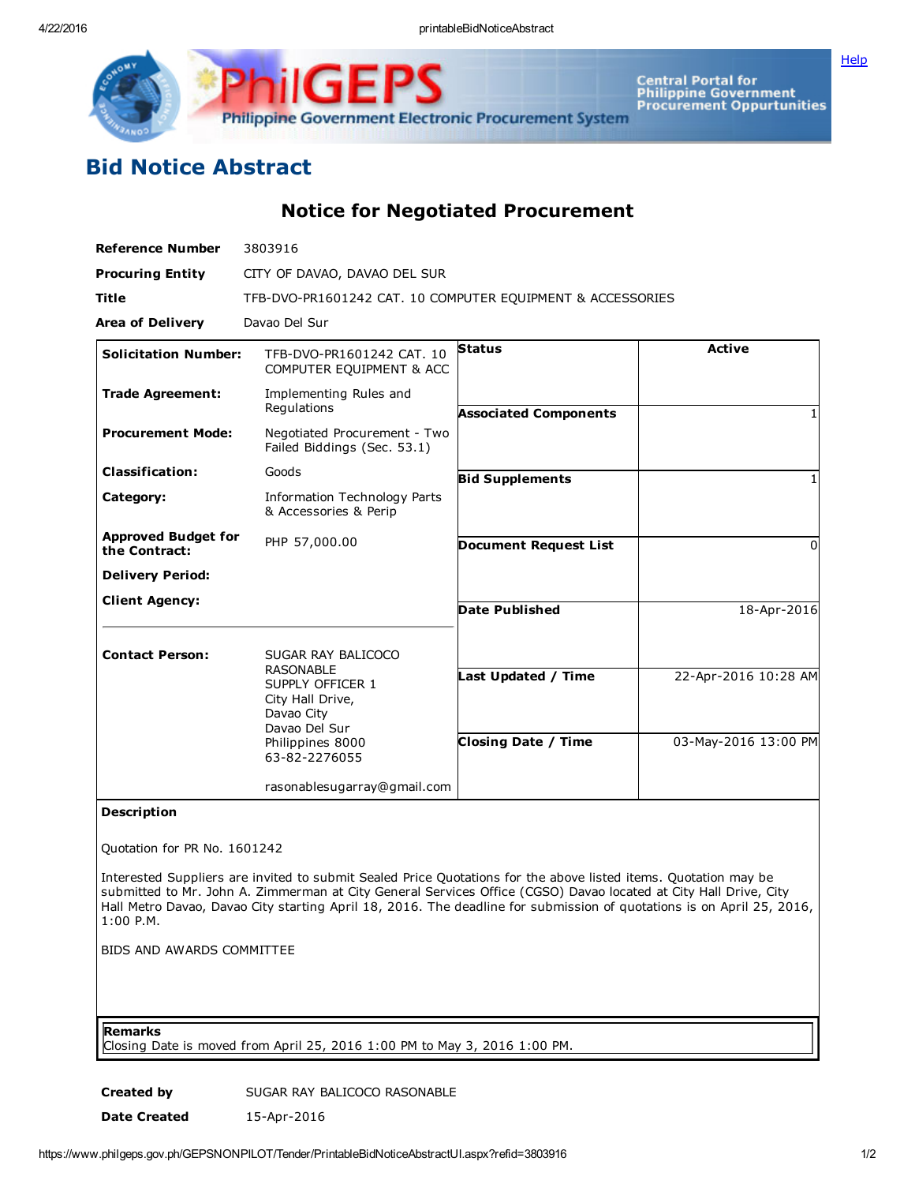# Bid Notice Abstract

## Notice for Negotiated Procurement

| | |
|---|---|
| **Reference Number** | 3803916 |
| **Procuring Entity** | CITY OF DAVAO, DAVAO DEL SUR |
| **Title** | TFB-DVO-PR1601242 CAT. 10 COMPUTER EQUIPMENT & ACCESSORIES |
| **Area of Delivery** | Davao Del Sur |

| | | | |
|---|---|---|---|
| **Solicitation Number:** | TFB-DVO-PR1601242 CAT. 10 COMPUTER EQUIPMENT & ACC | **Status** | Active |
| **Trade Agreement:** | Implementing Rules and Regulations | **Associated Components** | 1 |
| **Procurement Mode:** | Negotiated Procurement - Two Failed Biddings (Sec. 53.1) | **Bid Supplements** | 1 |
| **Classification:** | Goods | **Document Request List** | 0 |
| **Category:** | Information Technology Parts & Accessories & Perip | **Date Published** | 18-Apr-2016 |
| **Approved Budget for the Contract:** | PHP 57,000.00 | **Last Updated / Time** | 22-Apr-2016 10:28 AM |
| **Delivery Period:** | | **Closing Date / Time** | 03-May-2016 13:00 PM |
| **Client Agency:** | | | |
| **Contact Person:** | SUGAR RAY BALICOCO RASONABLE<br>SUPPLY OFFICER 1<br>City Hall Drive,<br>Davao City<br>Davao Del Sur<br>Philippines 8000<br>63-82-2276055<br><br>rasonablesugarray@gmail.com | | |

**Description**

Quotation for PR No. 1601242

Interested Suppliers are invited to submit Sealed Price Quotations for the above listed items. Quotation may be submitted to Mr. John A. Zimmerman at City General Services Office (CGSO) Davao located at City Hall Drive, City Hall Metro Davao, Davao City starting April 18, 2016. The deadline for submission of quotations is on April 25, 2016, 1:00 P.M.

BIDS AND AWARDS COMMITTEE

**Remarks**

Closing Date is moved from April 25, 2016 1:00 PM to May 3, 2016 1:00 PM.

| | |
|---|---|
| **Created by** | SUGAR RAY BALICOCO RASONABLE |
| **Date Created** | 15-Apr-2016 |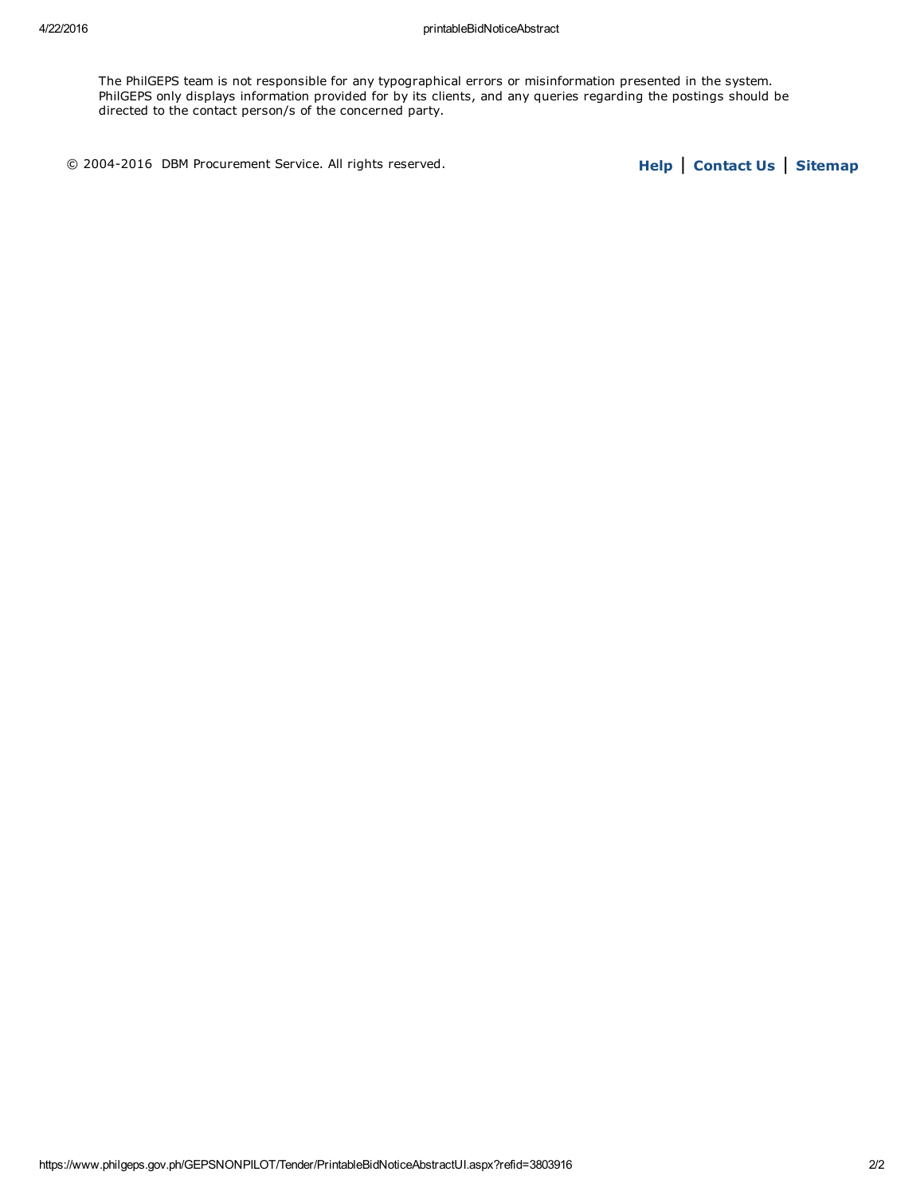The PhilGEPS team is not responsible for any typographical errors or misinformation presented in the system. PhilGEPS only displays information provided for by its clients, and any queries regarding the postings should be directed to the contact person/s of the concerned party.

© 2004-2016 DBM Procurement Service. All rights reserved.

**Help** | **Contact Us** | **Sitemap**